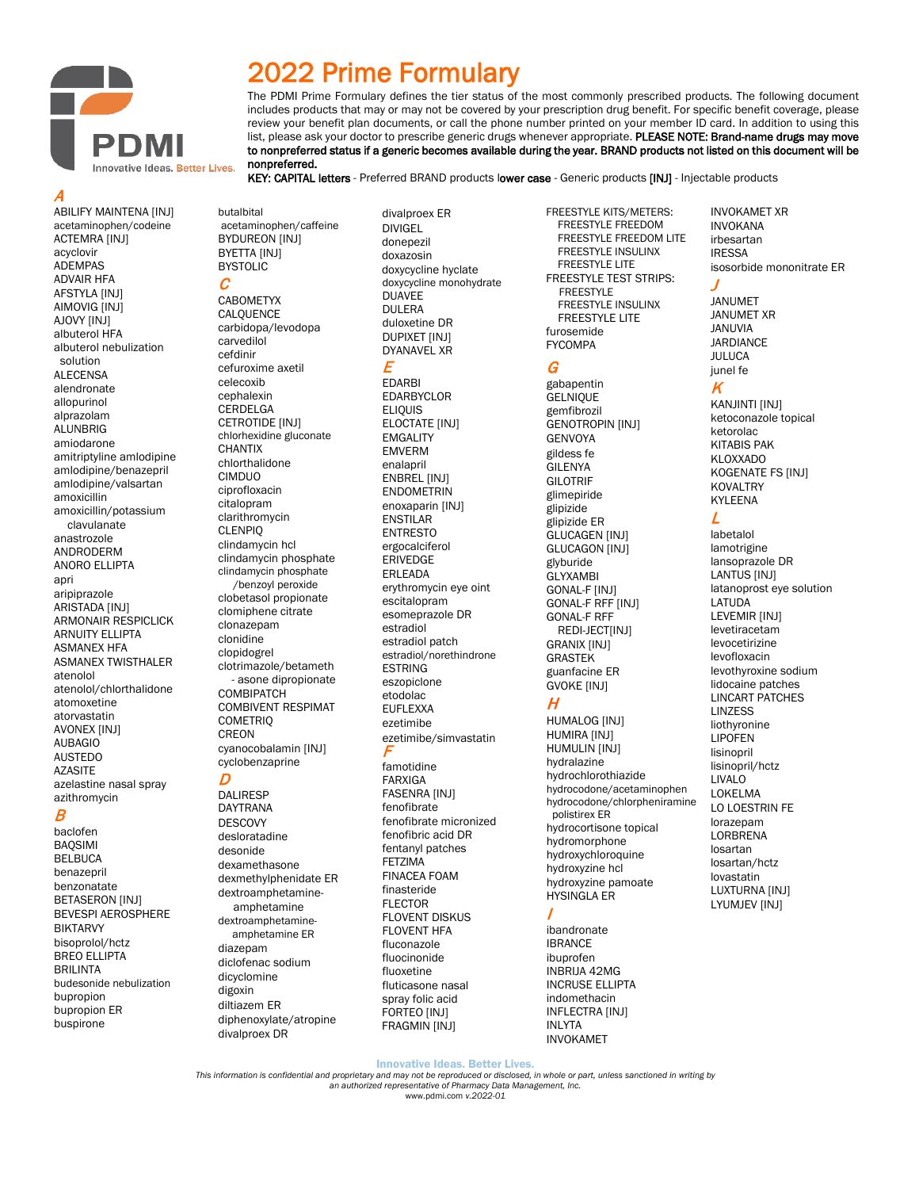PDMI

Innovative Ideas. Better Lives.

# 2022 Prime Formulary

The PDMI Prime Formulary defines the tier status of the most commonly prescribed products. The following document includes products that may or may not be covered by your prescription drug benefit. For specific benefit coverage, please review your benefit plan documents, or call the phone number printed on your member ID card. In addition to using this list, please ask your doctor to prescribe generic drugs whenever appropriate. **PLEASE NOTE: Brand-name drugs may move to nonpreferred status if a generic becomes available during the year. BRAND products not listed on this document will be nonpreferred.**

**KEY: CAPITAL letters** - Preferred BRAND products **lower case** - Generic products [INJ] - Injectable products

## A

ABILIFY MAINTENA [INJ]
acetaminophen/codeine
ACTEMRA [INJ]
acyclovir
ADEMPAS
ADVAIR HFA
AFSTYLA [INJ]
AIMOVIG [INJ]
AJOVY [INJ]
albuterol HFA
albuterol nebulization solution
ALECENSA
alendronate
allopurinol
alprazolam
ALUNBRIG
amiodarone
amitriptyline amlodipine
amlodipine/benazepril
amlodipine/valsartan
amoxicillin
amoxicillin/potassium clavulanate
anastrozole
ANDRODERM
ANORO ELLIPTA
apri
aripiprazole
ARISTADA [INJ]
ARMONAIR RESPICLICK
ARNUITY ELLIPTA
ASMANEX HFA
ASMANEX TWISTHALER
atenolol
atenolol/chlorthalidone
atomoxetine
atorvastatin
AVONEX [INJ]
AUBAGIO
AUSTEDO
AZASITE
azelastine nasal spray
azithromycin

## B

baclofen
BAQSIMI
BELBUCA
benazepril
benzonatate
BETASERON [INJ]
BEVESPI AEROSPHERE
BIKTARVY
bisoprolol/hctz
BREO ELLIPTA
BRILINTA
budesonide nebulization
bupropion
bupropion ER
buspirone
butalbital acetaminophen/caffeine
BYDUREON [INJ]
BYETTA [INJ]
BYSTOLIC

## C

CABOMETYX
CALQUENCE
carbidopa/levodopa
carvedilol
cefdinir
cefuroxime axetil
celecoxib
cephalexin
CERDELGA
CETROTIDE [INJ]
chlorhexidine gluconate
CHANTIX
chlorthalidone
CIMDUO
ciprofloxacin
citalopram
clarithromycin
CLENPIQ
clindamycin hcl
clindamycin phosphate
clindamycin phosphate /benzoyl peroxide
clobetasol propionate
clomiphene citrate
clonazepam
clonidine
clopidogrel
clotrimazole/betameth - asone dipropionate
COMBIPATCH
COMBIVENT RESPIMAT
COMETRIQ
CREON
cyanocobalamin [INJ]
cyclobenzaprine

## D

DALIRESP
DAYTRANA
DESCOVY
desloratadine
desonide
dexamethasone
dexmethylphenidate ER
dextroamphetamine-amphetamine
dextroamphetamine-amphetamine ER
diazepam
diclofenac sodium
dicyclomine
digoxin
diltiazem ER
diphenoxylate/atropine
divalproex DR
divalproex ER
DIVIGEL
donepezil
doxazosin
doxycycline hyclate
doxycycline monohydrate
DUAVEE
DULERA
duloxetine DR
DUPIXENT [INJ]
DYANAVEL XR

## E

EDARBI
EDARBYCLOR
ELIQUIS
ELOCTATE [INJ]
EMGALITY
EMVERM
enalapril
ENBREL [INJ]
ENDOMETRIN
enoxaparin [INJ]
ENSTILAR
ENTRESTO
ergocalciferol
ERIVEDGE
ERLEADA
erythromycin eye oint
escitalopram
esomeprazole DR
estradiol
estradiol patch
estradiol/norethindrone
ESTRING
eszopiclone
etodolac
EUFLEXXA
ezetimibe
ezetimibe/simvastatin

## F

famotidine
FARXIGA
FASENRA [INJ]
fenofibrate
fenofibrate micronized
fenofibric acid DR
fentanyl patches
FETZIMA
FINACEA FOAM
finasteride
FLECTOR
FLOVENT DISKUS
FLOVENT HFA
fluconazole
fluocinonide
fluoxetine
fluticasone nasal spray
folic acid
FORTEO [INJ]
FRAGMIN [INJ]
FREESTYLE KITS/METERS:
- FREESTYLE FREEDOM
- FREESTYLE FREEDOM LITE
- FREESTYLE INSULINX
- FREESTYLE LITE

FREESTYLE TEST STRIPS:
- FREESTYLE
- FREESTYLE INSULINX
- FREESTYLE LITE

furosemide
FYCOMPA

## G

gabapentin
GELNIQUE
gemfibrozil
GENOTROPIN [INJ]
GENVOYA
gildess fe
GILENYA
GILOTRIF
glimepiride
glipizide
glipizide ER
GLUCAGEN [INJ]
GLUCAGON [INJ]
glyburide
GLYXAMBI
GONAL-F [INJ]
GONAL-F RFF [INJ]
GONAL-F RFF REDI-JECT[INJ]
GRANIX [INJ]
GRASTEK
guanfacine ER
GVOKE [INJ]

## H

HUMALOG [INJ]
HUMIRA [INJ]
HUMULIN [INJ]
hydralazine
hydrochlorothiazide
hydrocodone/acetaminophen
hydrocodone/chlorpheniramine polistirex ER
hydrocortisone topical
hydromorphone
hydroxychloroquine
hydroxyzine hcl
hydroxyzine pamoate
HYSINGLA ER

## I

ibandronate
IBRANCE
ibuprofen
INBRIJA 42MG
INCRUSE ELLIPTA
indomethacin
INFLECTRA [INJ]
INLYTA
INVOKAMET
INVOKAMET XR
INVOKANA
irbesartan
IRESSA
isosorbide mononitrate ER

## J

JANUMET
JANUMET XR
JANUVIA
JARDIANCE
JULUCA
junel fe

## K

KANJINTI [INJ]
ketoconazole topical
ketorolac
KITABIS PAK
KLOXXADO
KOGENATE FS [INJ]
KOVALTRY
KYLEENA

## L

labetalol
lamotrigine
lansoprazole DR
LANTUS [INJ]
latanoprost eye solution
LATUDA
LEVEMIR [INJ]
levetiracetam
levocetirizine
levofloxacin
levothyroxine sodium
lidocaine patches
LINCART PATCHES
LINZESS
liothyronine
LIPOFEN
lisinopril
lisinopril/hctz
LIVALO
LOKELMA
LO LOESTRIN FE
lorazepam
LORBRENA
losartan
losartan/hctz
lovastatin
LUXTURNA [INJ]
LYUMJEV [INJ]

*Innovative Ideas. Better Lives.*

*This information is confidential and proprietary and may not be reproduced or disclosed, in whole or part, unless sanctioned in writing by an authorized representative of Pharmacy Data Management, Inc.*

www.pdmi.com *v.2022-01*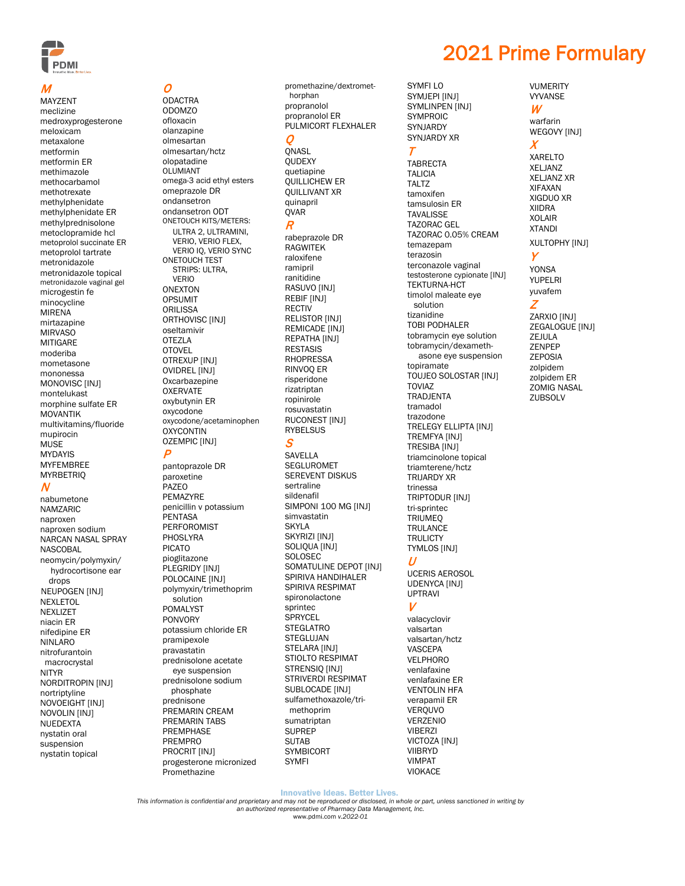# 2021 Prime Formulary

## M

MAYZENT
meclizine
medroxyprogesterone
meloxicam
metaxalone
metformin
metformin ER
methimazole
methocarbamol
methotrexate
methylphenidate
methylphenidate ER
methylprednisolone
metoclopramide hcl
metoprolol succinate ER
metoprolol tartrate
metronidazole
metronidazole topical
metronidazole vaginal gel
microgestin fe
minocycline
MIRENA
mirtazapine
MIRVASO
MITIGARE
moderiba
mometasone
mononessa
MONOVISC [INJ]
montelukast
morphine sulfate ER
MOVANTIK
multivitamins/fluoride
mupirocin
MUSE
MYDAYIS
MYFEMBREE
MYRBETRIQ

## N

nabumetone
NAMZARIC
naproxen
naproxen sodium
NARCAN NASAL SPRAY
NASCOBAL
neomycin/polymyxin/hydrocortisone ear drops
NEUPOGEN [INJ]
NEXLETOL
NEXLIZET
niacin ER
nifedipine ER
NINLARO
nitrofurantoin macrocrystal
NITYR
NORDITROPIN [INJ]
nortriptyline
NOVOEIGHT [INJ]
NOVOLIN [INJ]
NUEDEXTA
nystatin oral suspension
nystatin topical

## O

ODACTRA
ODOMZO
ofloxacin
olanzapine
olmesartan
olmesartan/hctz
olopatadine
OLUMIANT
omega-3 acid ethyl esters
omeprazole DR
ondansetron
ondansetron ODT
ONETOUCH KITS/METERS:
ULTRA 2, ULTRAMINI, VERIO, VERIO FLEX, VERIO IQ, VERIO SYNC
ONETOUCH TEST STRIPS: ULTRA, VERIO
ONEXTON
OPSUMIT
ORILISSA
ORTHOVISC [INJ]
oseltamivir
OTEZLA
OTOVEL
OTREXUP [INJ]
OVIDREL [INJ]
Oxcarbazepine
OXERVATE
oxybutynin ER
oxycodone
oxycodone/acetaminophen
OXYCONTIN
OZEMPIC [INJ]

## P

pantoprazole DR
paroxetine
PAZEO
PEMAZYRE
penicillin v potassium
PENTASA
PERFOROMIST
PHOSLYRA
PICATO
pioglitazone
PLEGRIDY [INJ]
POLOCAINE [INJ]
polymyxin/trimethoprim solution
POMALYST
PONVORY
potassium chloride ER
pramipexole
pravastatin
prednisolone acetate eye suspension
prednisolone sodium phosphate
prednisone
PREMARIN CREAM
PREMARIN TABS
PREMPHASE
PREMPRO
PROCRIT [INJ]
progesterone micronized
Promethazine
promethazine/dextromethorphan
propranolol
propranolol ER
PULMICORT FLEXHALER

## Q

QNASL
QUDEXY
quetiapine
QUILLICHEW ER
QUILLIVANT XR
quinapril
QVAR

## R

rabeprazole DR
RAGWITEK
raloxifene
ramipril
ranitidine
RASUVO [INJ]
REBIF [INJ]
RECTIV
RELISTOR [INJ]
REMICADE [INJ]
REPATHA [INJ]
RESTASIS
RHOPRESSA
RINVOQ ER
risperidone
rizatriptan
ropinirole
rosuvastatin
RUCONEST [INJ]
RYBELSUS

## S

SAVELLA
SEGLUROMET
SEREVENT DISKUS
sertraline
sildenafil
SIMPONI 100 MG [INJ]
simvastatin
SKYLA
SKYRIZI [INJ]
SOLIQUA [INJ]
SOLOSEC
SOMATULINE DEPOT [INJ]
SPIRIVA HANDIHALER
SPIRIVA RESPIMAT
spironolactone
sprintec
SPRYCEL
STEGLATRO
STEGLUJAN
STELARA [INJ]
STIOLTO RESPIMAT
STRENSIQ [INJ]
STRIVERDI RESPIMAT
SUBLOCADE [INJ]
sulfamethoxazole/trimethoprim
sumatriptan
SUPREP
SUTAB
SYMBICORT
SYMFI
SYMFI LO
SYMJEPI [INJ]
SYMLINPEN [INJ]
SYMPROIC
SYNJARDY
SYNJARDY XR

## T

TABRECTA
TALICIA
TALTZ
tamoxifen
tamsulosin ER
TAVALISSE
TAZORAC GEL
TAZORAC 0.05% CREAM
temazepam
terazosin
terconazole vaginal
testosterone cypionate [INJ]
TEKTURNA-HCT
timolol maleate eye solution
tizanidine
TOBI PODHALER
tobramycin eye solution
tobramycin/dexamethasone eye suspension
topiramate
TOUJEO SOLOSTAR [INJ]
TOVIAZ
TRADJENTA
tramadol
trazodone
TRELEGY ELLIPTA [INJ]
TREMFYA [INJ]
TRESIBA [INJ]
triamcinolone topical
triamterene/hctz
TRIJARDY XR
trinessa
TRIPTODUR [INJ]
tri-sprintec
TRIUMEQ
TRULANCE
TRULICTY
TYMLOS [INJ]

## U

UCERIS AEROSOL
UDENYCA [INJ]
UPTRAVI

## V

valacyclovir
valsartan
valsartan/hctz
VASCEPA
VELPHORO
venlafaxine
venlafaxine ER
VENTOLIN HFA
verapamil ER
VERQUVO
VERZENIO
VIBERZI
VICTOZA [INJ]
VIIBRYD
VIMPAT
VIOKACE
VUMERITY
VYVANSE

## W

warfarin
WEGOVY [INJ]

## X

XARELTO
XELJANZ
XELJANZ XR
XIFAXAN
XIGDUO XR
XIIDRA
XOLAIR
XTANDI
XULTOPHY [INJ]

## Y

YONSA
YUPELRI
yuvafem

## Z

ZARXIO [INJ]
ZEGALOGUE [INJ]
ZEJULA
ZENPEP
ZEPOSIA
zolpidem
zolpidem ER
ZOMIG NASAL
ZUBSOLV

Innovative Ideas. Better Lives.

*This information is confidential and proprietary and may not be reproduced or disclosed, in whole or part, unless sanctioned in writing by an authorized representative of Pharmacy Data Management, Inc.*

www.pdmi.com *v.2022-01*